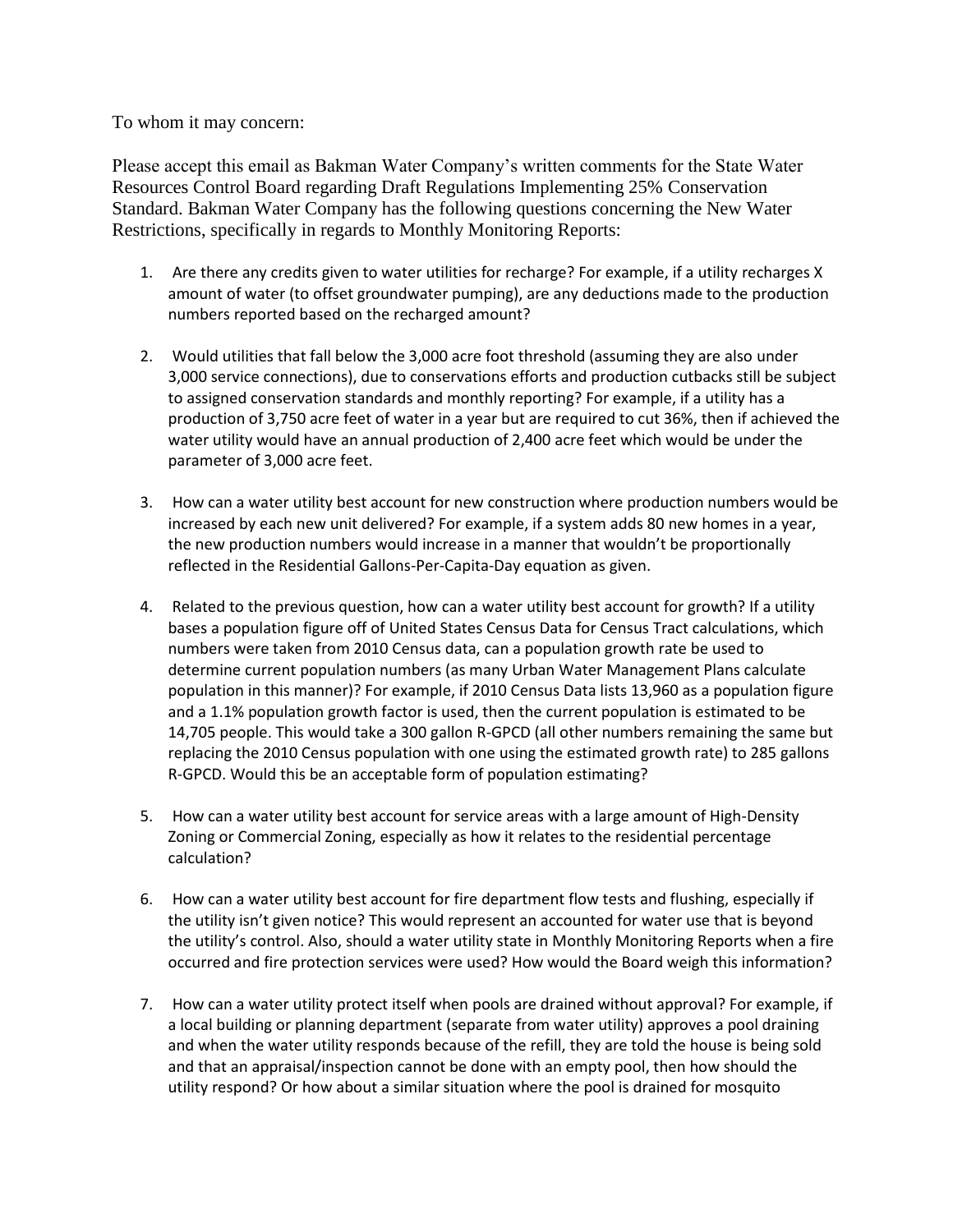To whom it may concern:

Please accept this email as Bakman Water Company's written comments for the State Water Resources Control Board regarding Draft Regulations Implementing 25% Conservation Standard. Bakman Water Company has the following questions concerning the New Water Restrictions, specifically in regards to Monthly Monitoring Reports:

1. Are there any credits given to water utilities for recharge? For example, if a utility recharges X amount of water (to offset groundwater pumping), are any deductions made to the production numbers reported based on the recharged amount?

2. Would utilities that fall below the 3,000 acre foot threshold (assuming they are also under 3,000 service connections), due to conservations efforts and production cutbacks still be subject to assigned conservation standards and monthly reporting? For example, if a utility has a production of 3,750 acre feet of water in a year but are required to cut 36%, then if achieved the water utility would have an annual production of 2,400 acre feet which would be under the parameter of 3,000 acre feet.

3. How can a water utility best account for new construction where production numbers would be increased by each new unit delivered? For example, if a system adds 80 new homes in a year, the new production numbers would increase in a manner that wouldn't be proportionally reflected in the Residential Gallons-Per-Capita-Day equation as given.

4. Related to the previous question, how can a water utility best account for growth? If a utility bases a population figure off of United States Census Data for Census Tract calculations, which numbers were taken from 2010 Census data, can a population growth rate be used to determine current population numbers (as many Urban Water Management Plans calculate population in this manner)? For example, if 2010 Census Data lists 13,960 as a population figure and a 1.1% population growth factor is used, then the current population is estimated to be 14,705 people. This would take a 300 gallon R-GPCD (all other numbers remaining the same but replacing the 2010 Census population with one using the estimated growth rate) to 285 gallons R-GPCD. Would this be an acceptable form of population estimating?

5. How can a water utility best account for service areas with a large amount of High-Density Zoning or Commercial Zoning, especially as how it relates to the residential percentage calculation?

6. How can a water utility best account for fire department flow tests and flushing, especially if the utility isn't given notice? This would represent an accounted for water use that is beyond the utility's control. Also, should a water utility state in Monthly Monitoring Reports when a fire occurred and fire protection services were used? How would the Board weigh this information?

7. How can a water utility protect itself when pools are drained without approval? For example, if a local building or planning department (separate from water utility) approves a pool draining and when the water utility responds because of the refill, they are told the house is being sold and that an appraisal/inspection cannot be done with an empty pool, then how should the utility respond? Or how about a similar situation where the pool is drained for mosquito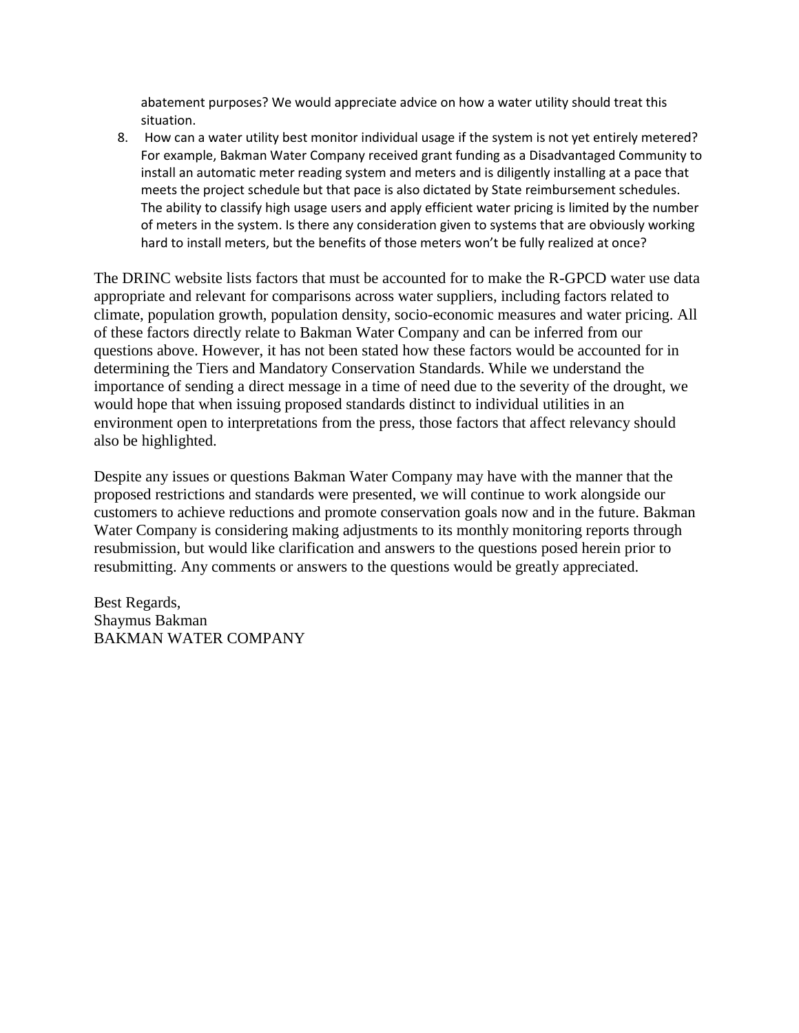abatement purposes? We would appreciate advice on how a water utility should treat this situation.

8. How can a water utility best monitor individual usage if the system is not yet entirely metered? For example, Bakman Water Company received grant funding as a Disadvantaged Community to install an automatic meter reading system and meters and is diligently installing at a pace that meets the project schedule but that pace is also dictated by State reimbursement schedules. The ability to classify high usage users and apply efficient water pricing is limited by the number of meters in the system. Is there any consideration given to systems that are obviously working hard to install meters, but the benefits of those meters won't be fully realized at once?

The DRINC website lists factors that must be accounted for to make the R-GPCD water use data appropriate and relevant for comparisons across water suppliers, including factors related to climate, population growth, population density, socio-economic measures and water pricing. All of these factors directly relate to Bakman Water Company and can be inferred from our questions above. However, it has not been stated how these factors would be accounted for in determining the Tiers and Mandatory Conservation Standards. While we understand the importance of sending a direct message in a time of need due to the severity of the drought, we would hope that when issuing proposed standards distinct to individual utilities in an environment open to interpretations from the press, those factors that affect relevancy should also be highlighted.

Despite any issues or questions Bakman Water Company may have with the manner that the proposed restrictions and standards were presented, we will continue to work alongside our customers to achieve reductions and promote conservation goals now and in the future. Bakman Water Company is considering making adjustments to its monthly monitoring reports through resubmission, but would like clarification and answers to the questions posed herein prior to resubmitting. Any comments or answers to the questions would be greatly appreciated.

Best Regards,
Shaymus Bakman
BAKMAN WATER COMPANY